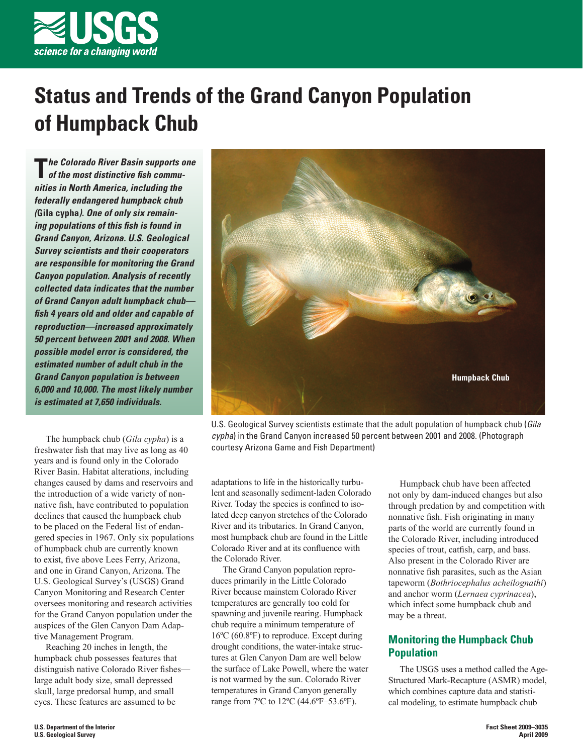# Status and Trends of the Grand Canyon Population of Humpback Chub

***The Colorado River Basin supports one of the most distinctive fish communities in North America, including the federally endangered humpback chub (*Gila cypha*). One of only six remaining populations of this fish is found in Grand Canyon, Arizona. U.S. Geological Survey scientists and their cooperators are responsible for monitoring the Grand Canyon population. Analysis of recently collected data indicates that the number of Grand Canyon adult humpback chub—fish 4 years old and older and capable of reproduction—increased approximately 50 percent between 2001 and 2008. When possible model error is considered, the estimated number of adult chub in the Grand Canyon population is between 6,000 and 10,000. The most likely number is estimated at 7,650 individuals.***

Humpback Chub

U.S. Geological Survey scientists estimate that the adult population of humpback chub (*Gila cypha*) in the Grand Canyon increased 50 percent between 2001 and 2008. (Photograph courtesy Arizona Game and Fish Department)

The humpback chub (*Gila cypha*) is a freshwater fish that may live as long as 40 years and is found only in the Colorado River Basin. Habitat alterations, including changes caused by dams and reservoirs and the introduction of a wide variety of nonnative fish, have contributed to population declines that caused the humpback chub to be placed on the Federal list of endangered species in 1967. Only six populations of humpback chub are currently known to exist, five above Lees Ferry, Arizona, and one in Grand Canyon, Arizona. The U.S. Geological Survey's (USGS) Grand Canyon Monitoring and Research Center oversees monitoring and research activities for the Grand Canyon population under the auspices of the Glen Canyon Dam Adaptive Management Program.

Reaching 20 inches in length, the humpback chub possesses features that distinguish native Colorado River fishes—large adult body size, small depressed skull, large predorsal hump, and small eyes. These features are assumed to be adaptations to life in the historically turbulent and seasonally sediment-laden Colorado River. Today the species is confined to isolated deep canyon stretches of the Colorado River and its tributaries. In Grand Canyon, most humpback chub are found in the Little Colorado River and at its confluence with the Colorado River.

The Grand Canyon population reproduces primarily in the Little Colorado River because mainstem Colorado River temperatures are generally too cold for spawning and juvenile rearing. Humpback chub require a minimum temperature of 16ºC (60.8ºF) to reproduce. Except during drought conditions, the water-intake structures at Glen Canyon Dam are well below the surface of Lake Powell, where the water is not warmed by the sun. Colorado River temperatures in Grand Canyon generally range from 7ºC to 12ºC (44.6ºF–53.6ºF).

Humpback chub have been affected not only by dam-induced changes but also through predation by and competition with nonnative fish. Fish originating in many parts of the world are currently found in the Colorado River, including introduced species of trout, catfish, carp, and bass. Also present in the Colorado River are nonnative fish parasites, such as the Asian tapeworm (*Bothriocephalus acheilognathi*) and anchor worm (*Lernaea cyprinacea*), which infect some humpback chub and may be a threat.

## Monitoring the Humpback Chub Population

The USGS uses a method called the Age-Structured Mark-Recapture (ASMR) model, which combines capture data and statistical modeling, to estimate humpback chub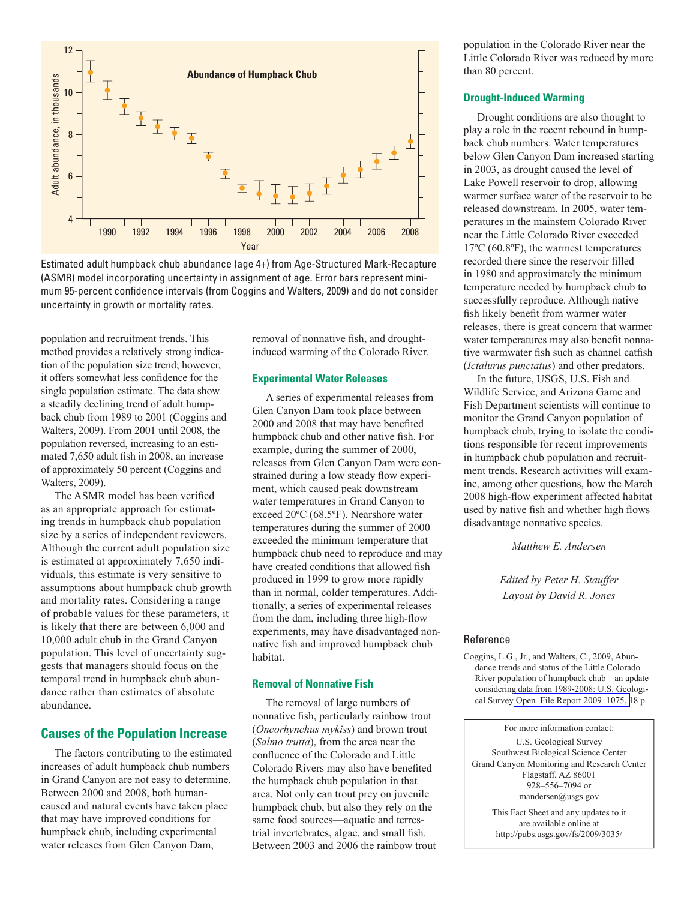Abundance of Humpback Chub

Adult abundance, in thousands

12
10
8
6
4

1990 1992 1994 1996 1998 2000 2002 2004 2006 2008

Year

Estimated adult humpback chub abundance (age 4+) from Age-Structured Mark-Recapture (ASMR) model incorporating uncertainty in assignment of age. Error bars represent minimum 95-percent confidence intervals (from Coggins and Walters, 2009) and do not consider uncertainty in growth or mortality rates.

population and recruitment trends. This method provides a relatively strong indication of the population size trend; however, it offers somewhat less confidence for the single population estimate. The data show a steadily declining trend of adult humpback chub from 1989 to 2001 (Coggins and Walters, 2009). From 2001 until 2008, the population reversed, increasing to an estimated 7,650 adult fish in 2008, an increase of approximately 50 percent (Coggins and Walters, 2009).

The ASMR model has been verified as an appropriate approach for estimating trends in humpback chub population size by a series of independent reviewers. Although the current adult population size is estimated at approximately 7,650 individuals, this estimate is very sensitive to assumptions about humpback chub growth and mortality rates. Considering a range of probable values for these parameters, it is likely that there are between 6,000 and 10,000 adult chub in the Grand Canyon population. This level of uncertainty suggests that managers should focus on the temporal trend in humpback chub abundance rather than estimates of absolute abundance.

## Causes of the Population Increase

The factors contributing to the estimated increases of adult humpback chub numbers in Grand Canyon are not easy to determine. Between 2000 and 2008, both human-caused and natural events have taken place that may have improved conditions for humpback chub, including experimental water releases from Glen Canyon Dam, removal of nonnative fish, and drought-induced warming of the Colorado River.

### Experimental Water Releases

A series of experimental releases from Glen Canyon Dam took place between 2000 and 2008 that may have benefited humpback chub and other native fish. For example, during the summer of 2000, releases from Glen Canyon Dam were constrained during a low steady flow experiment, which caused peak downstream water temperatures in Grand Canyon to exceed 20ºC (68.5ºF). Nearshore water temperatures during the summer of 2000 exceeded the minimum temperature that humpback chub need to reproduce and may have created conditions that allowed fish produced in 1999 to grow more rapidly than in normal, colder temperatures. Additionally, a series of experimental releases from the dam, including three high-flow experiments, may have disadvantaged nonnative fish and improved humpback chub habitat.

### Removal of Nonnative Fish

The removal of large numbers of nonnative fish, particularly rainbow trout (*Oncorhynchus mykiss*) and brown trout (*Salmo trutta*), from the area near the confluence of the Colorado and Little Colorado Rivers may also have benefited the humpback chub population in that area. Not only can trout prey on juvenile humpback chub, but also they rely on the same food sources—aquatic and terrestrial invertebrates, algae, and small fish. Between 2003 and 2006 the rainbow trout population in the Colorado River near the Little Colorado River was reduced by more than 80 percent.

### Drought-Induced Warming

Drought conditions are also thought to play a role in the recent rebound in humpback chub numbers. Water temperatures below Glen Canyon Dam increased starting in 2003, as drought caused the level of Lake Powell reservoir to drop, allowing warmer surface water of the reservoir to be released downstream. In 2005, water temperatures in the mainstem Colorado River near the Little Colorado River exceeded 17ºC (60.8ºF), the warmest temperatures recorded there since the reservoir filled in 1980 and approximately the minimum temperature needed by humpback chub to successfully reproduce. Although native fish likely benefit from warmer water releases, there is great concern that warmer water temperatures may also benefit nonnative warmwater fish such as channel catfish (*Ictalurus punctatus*) and other predators.

In the future, USGS, U.S. Fish and Wildlife Service, and Arizona Game and Fish Department scientists will continue to monitor the Grand Canyon population of humpback chub, trying to isolate the conditions responsible for recent improvements in humpback chub population and recruitment trends. Research activities will examine, among other questions, how the March 2008 high-flow experiment affected habitat used by native fish and whether high flows disadvantage nonnative species.

*Matthew E. Andersen*

*Edited by Peter H. Stauffer*
*Layout by David R. Jones*

## Reference

Coggins, L.G., Jr., and Walters, C., 2009, Abundance trends and status of the Little Colorado River population of humpback chub—an update considering data from 1989-2008: U.S. Geological Survey Open–File Report 2009–1075, 18 p.

For more information contact:
U.S. Geological Survey
Southwest Biological Science Center
Grand Canyon Monitoring and Research Center
Flagstaff, AZ 86001
928–556–7094 or
mandersen@usgs.gov

This Fact Sheet and any updates to it are available online at
http://pubs.usgs.gov/fs/2009/3035/